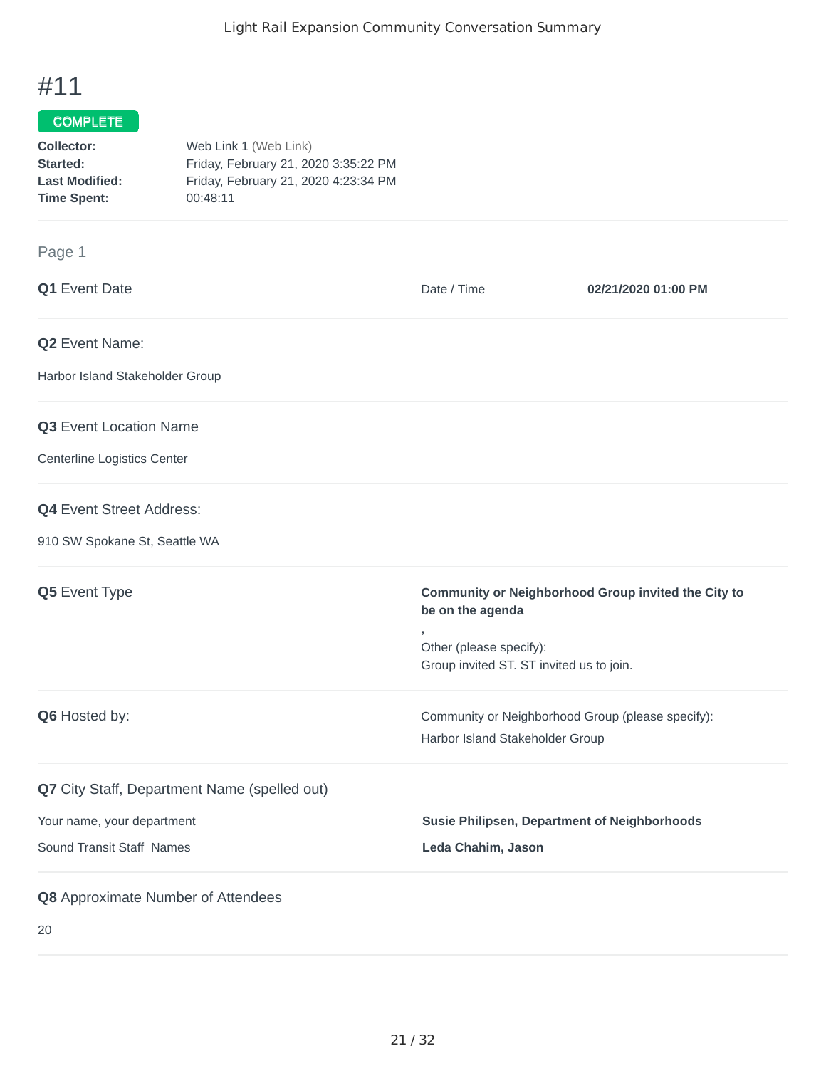# #11

**COMPLETE**

**Collector:** Web Link 1 (Web Link)
**Started:** Friday, February 21, 2020 3:35:22 PM
**Last Modified:** Friday, February 21, 2020 4:23:34 PM
**Time Spent:** 00:48:11

---

Page 1

**Q1** Event Date

Date / Time **02/21/2020 01:00 PM**

---

**Q2** Event Name:

Harbor Island Stakeholder Group

---

**Q3** Event Location Name

Centerline Logistics Center

---

**Q4** Event Street Address:

910 SW Spokane St, Seattle WA

---

**Q5** Event Type

**Community or Neighborhood Group invited the City to be on the agenda**

,

Other (please specify):
Group invited ST. ST invited us to join.

---

**Q6** Hosted by:

Community or Neighborhood Group (please specify):
Harbor Island Stakeholder Group

---

**Q7** City Staff, Department Name (spelled out)

Your name, your department **Susie Philipsen, Department of Neighborhoods**

Sound Transit Staff Names **Leda Chahim, Jason**

---

**Q8** Approximate Number of Attendees

20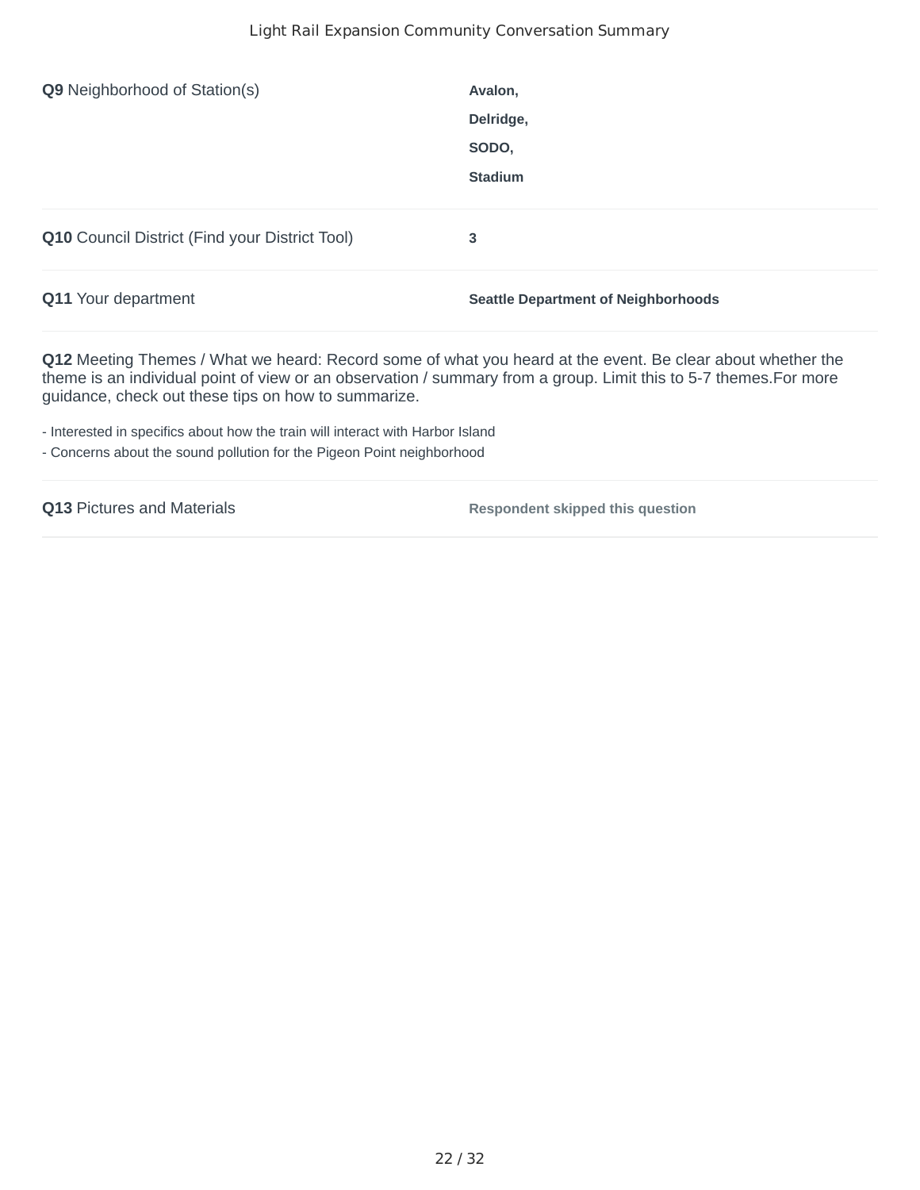**Q9** Neighborhood of Station(s)

**Avalon,**
**Delridge,**
**SODO,**
**Stadium**

**Q10** Council District (Find your District Tool)

**3**

**Q11** Your department

**Seattle Department of Neighborhoods**

**Q12** Meeting Themes / What we heard: Record some of what you heard at the event. Be clear about whether the theme is an individual point of view or an observation / summary from a group. Limit this to 5-7 themes.For more guidance, check out these tips on how to summarize.

- Interested in specifics about how the train will interact with Harbor Island
- Concerns about the sound pollution for the Pigeon Point neighborhood

**Q13** Pictures and Materials

**Respondent skipped this question**